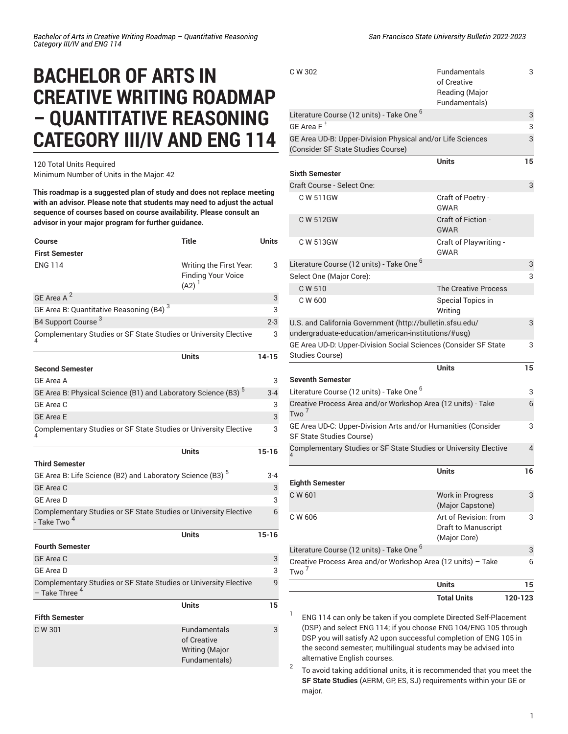# BACHELOR OF ARTS IN CREATIVE WRITING ROADMAP – QUANTITATIVE REASONING CATEGORY III/IV AND ENG 114

120 Total Units Required
Minimum Number of Units in the Major: 42

**This roadmap is a suggested plan of study and does not replace meeting with an advisor. Please note that students may need to adjust the actual sequence of courses based on course availability. Please consult an advisor in your major program for further guidance.**

| Course | Title | Units |
|---|---|---|
| **First Semester** | | |
| ENG 114 | Writing the First Year: Finding Your Voice (A2) [1] | 3 |
| GE Area A [2] | | 3 |
| GE Area B: Quantitative Reasoning (B4) [3] | | 3 |
| B4 Support Course [3] | | 2-3 |
| Complementary Studies or SF State Studies or University Elective [4] | | 3 |
| | **Units** | **14-15** |
| **Second Semester** | | |
| GE Area A | | 3 |
| GE Area B: Physical Science (B1) and Laboratory Science (B3) [5] | | 3-4 |
| GE Area C | | 3 |
| GE Area E | | 3 |
| Complementary Studies or SF State Studies or University Elective [4] | | 3 |
| | **Units** | **15-16** |
| **Third Semester** | | |
| GE Area B: Life Science (B2) and Laboratory Science (B3) [5] | | 3-4 |
| GE Area C | | 3 |
| GE Area D | | 3 |
| Complementary Studies or SF State Studies or University Elective - Take Two [4] | | 6 |
| | **Units** | **15-16** |
| **Fourth Semester** | | |
| GE Area C | | 3 |
| GE Area D | | 3 |
| Complementary Studies or SF State Studies or University Elective – Take Three [4] | | 9 |
| | **Units** | **15** |
| **Fifth Semester** | | |
| C W 301 | Fundamentals of Creative Writing (Major Fundamentals) | 3 |
| C W 302 | Fundamentals of Creative Reading (Major Fundamentals) | 3 |
| Literature Course (12 units) - Take One [6] | | 3 |
| GE Area F [±] | | 3 |
| GE Area UD-B: Upper-Division Physical and/or Life Sciences (Consider SF State Studies Course) | | 3 |
| | **Units** | **15** |
| **Sixth Semester** | | |
| Craft Course - Select One: | | 3 |
| C W 511GW | Craft of Poetry - GWAR | |
| C W 512GW | Craft of Fiction - GWAR | |
| C W 513GW | Craft of Playwriting - GWAR | |
| Literature Course (12 units) - Take One [6] | | 3 |
| Select One (Major Core): | | 3 |
| C W 510 | The Creative Process | |
| C W 600 | Special Topics in Writing | |
| U.S. and California Government (http://bulletin.sfsu.edu/undergraduate-education/american-institutions/#usg) | | 3 |
| GE Area UD-D: Upper-Division Social Sciences (Consider SF State Studies Course) | | 3 |
| | **Units** | **15** |
| **Seventh Semester** | | |
| Literature Course (12 units) - Take One [6] | | 3 |
| Creative Process Area and/or Workshop Area (12 units) - Take Two [7] | | 6 |
| GE Area UD-C: Upper-Division Arts and/or Humanities (Consider SF State Studies Course) | | 3 |
| Complementary Studies or SF State Studies or University Elective [4] | | 4 |
| | **Units** | **16** |
| **Eighth Semester** | | |
| C W 601 | Work in Progress (Major Capstone) | 3 |
| C W 606 | Art of Revision: from Draft to Manuscript (Major Core) | 3 |
| Literature Course (12 units) - Take One [6] | | 3 |
| Creative Process Area and/or Workshop Area (12 units) – Take Two [7] | | 6 |
| | **Units** | **15** |
| | **Total Units** | **120-123** |

1. ENG 114 can only be taken if you complete Directed Self-Placement (DSP) and select ENG 114; if you choose ENG 104/ENG 105 through DSP you will satisfy A2 upon successful completion of ENG 105 in the second semester; multilingual students may be advised into alternative English courses.
2. To avoid taking additional units, it is recommended that you meet the **SF State Studies** (AERM, GP, ES, SJ) requirements within your GE or major.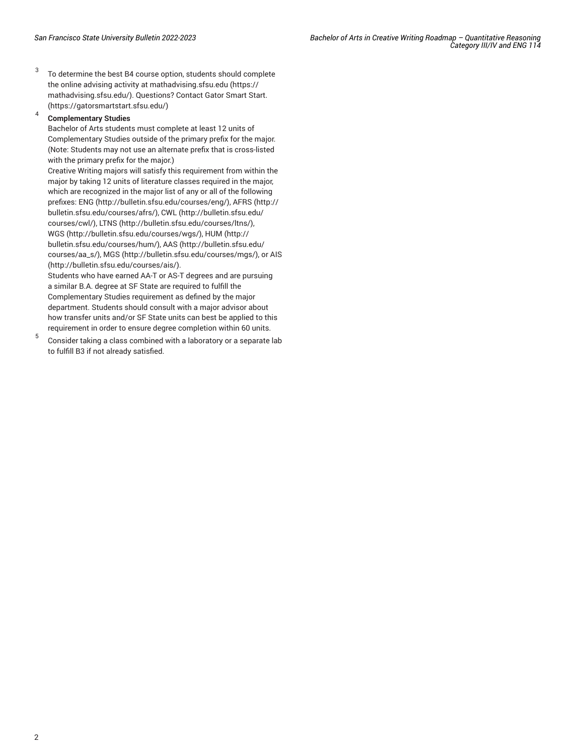[3] To determine the best B4 course option, students should complete the online advising activity at mathadvising.sfsu.edu (https://mathadvising.sfsu.edu/). Questions? Contact Gator Smart Start. (https://gatorsmartstart.sfsu.edu/)

[4] **Complementary Studies**

Bachelor of Arts students must complete at least 12 units of Complementary Studies outside of the primary prefix for the major. (Note: Students may not use an alternate prefix that is cross-listed with the primary prefix for the major.)

Creative Writing majors will satisfy this requirement from within the major by taking 12 units of literature classes required in the major, which are recognized in the major list of any or all of the following prefixes: ENG (http://bulletin.sfsu.edu/courses/eng/), AFRS (http://bulletin.sfsu.edu/courses/afrs/), CWL (http://bulletin.sfsu.edu/courses/cwl/), LTNS (http://bulletin.sfsu.edu/courses/ltns/), WGS (http://bulletin.sfsu.edu/courses/wgs/), HUM (http://bulletin.sfsu.edu/courses/hum/), AAS (http://bulletin.sfsu.edu/courses/aa_s/), MGS (http://bulletin.sfsu.edu/courses/mgs/), or AIS (http://bulletin.sfsu.edu/courses/ais/).

Students who have earned AA-T or AS-T degrees and are pursuing a similar B.A. degree at SF State are required to fulfill the Complementary Studies requirement as defined by the major department. Students should consult with a major advisor about how transfer units and/or SF State units can best be applied to this requirement in order to ensure degree completion within 60 units.

[5] Consider taking a class combined with a laboratory or a separate lab to fulfill B3 if not already satisfied.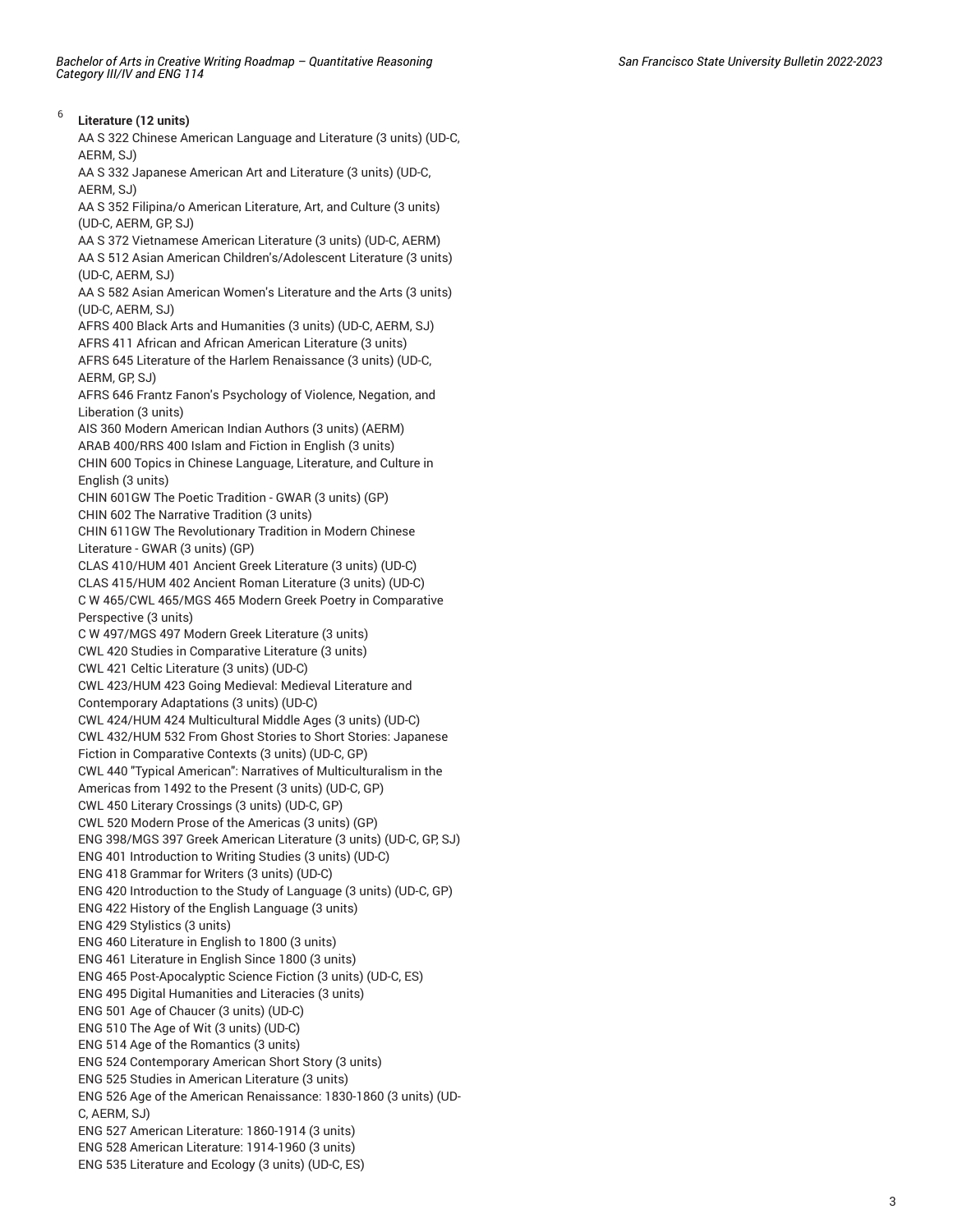[6] **Literature (12 units)**

AA S 322 Chinese American Language and Literature (3 units) (UD-C, AERM, SJ)
AA S 332 Japanese American Art and Literature (3 units) (UD-C, AERM, SJ)
AA S 352 Filipina/o American Literature, Art, and Culture (3 units) (UD-C, AERM, GP, SJ)
AA S 372 Vietnamese American Literature (3 units) (UD-C, AERM)
AA S 512 Asian American Children's/Adolescent Literature (3 units) (UD-C, AERM, SJ)
AA S 582 Asian American Women's Literature and the Arts (3 units) (UD-C, AERM, SJ)
AFRS 400 Black Arts and Humanities (3 units) (UD-C, AERM, SJ)
AFRS 411 African and African American Literature (3 units)
AFRS 645 Literature of the Harlem Renaissance (3 units) (UD-C, AERM, GP, SJ)
AFRS 646 Frantz Fanon's Psychology of Violence, Negation, and Liberation (3 units)
AIS 360 Modern American Indian Authors (3 units) (AERM)
ARAB 400/RRS 400 Islam and Fiction in English (3 units)
CHIN 600 Topics in Chinese Language, Literature, and Culture in English (3 units)
CHIN 601GW The Poetic Tradition - GWAR (3 units) (GP)
CHIN 602 The Narrative Tradition (3 units)
CHIN 611GW The Revolutionary Tradition in Modern Chinese Literature - GWAR (3 units) (GP)
CLAS 410/HUM 401 Ancient Greek Literature (3 units) (UD-C)
CLAS 415/HUM 402 Ancient Roman Literature (3 units) (UD-C)
C W 465/CWL 465/MGS 465 Modern Greek Poetry in Comparative Perspective (3 units)
C W 497/MGS 497 Modern Greek Literature (3 units)
CWL 420 Studies in Comparative Literature (3 units)
CWL 421 Celtic Literature (3 units) (UD-C)
CWL 423/HUM 423 Going Medieval: Medieval Literature and Contemporary Adaptations (3 units) (UD-C)
CWL 424/HUM 424 Multicultural Middle Ages (3 units) (UD-C)
CWL 432/HUM 532 From Ghost Stories to Short Stories: Japanese Fiction in Comparative Contexts (3 units) (UD-C, GP)
CWL 440 "Typical American": Narratives of Multiculturalism in the Americas from 1492 to the Present (3 units) (UD-C, GP)
CWL 450 Literary Crossings (3 units) (UD-C, GP)
CWL 520 Modern Prose of the Americas (3 units) (GP)
ENG 398/MGS 397 Greek American Literature (3 units) (UD-C, GP, SJ)
ENG 401 Introduction to Writing Studies (3 units) (UD-C)
ENG 418 Grammar for Writers (3 units) (UD-C)
ENG 420 Introduction to the Study of Language (3 units) (UD-C, GP)
ENG 422 History of the English Language (3 units)
ENG 429 Stylistics (3 units)
ENG 460 Literature in English to 1800 (3 units)
ENG 461 Literature in English Since 1800 (3 units)
ENG 465 Post-Apocalyptic Science Fiction (3 units) (UD-C, ES)
ENG 495 Digital Humanities and Literacies (3 units)
ENG 501 Age of Chaucer (3 units) (UD-C)
ENG 510 The Age of Wit (3 units) (UD-C)
ENG 514 Age of the Romantics (3 units)
ENG 524 Contemporary American Short Story (3 units)
ENG 525 Studies in American Literature (3 units)
ENG 526 Age of the American Renaissance: 1830-1860 (3 units) (UD-C, AERM, SJ)
ENG 527 American Literature: 1860-1914 (3 units)
ENG 528 American Literature: 1914-1960 (3 units)
ENG 535 Literature and Ecology (3 units) (UD-C, ES)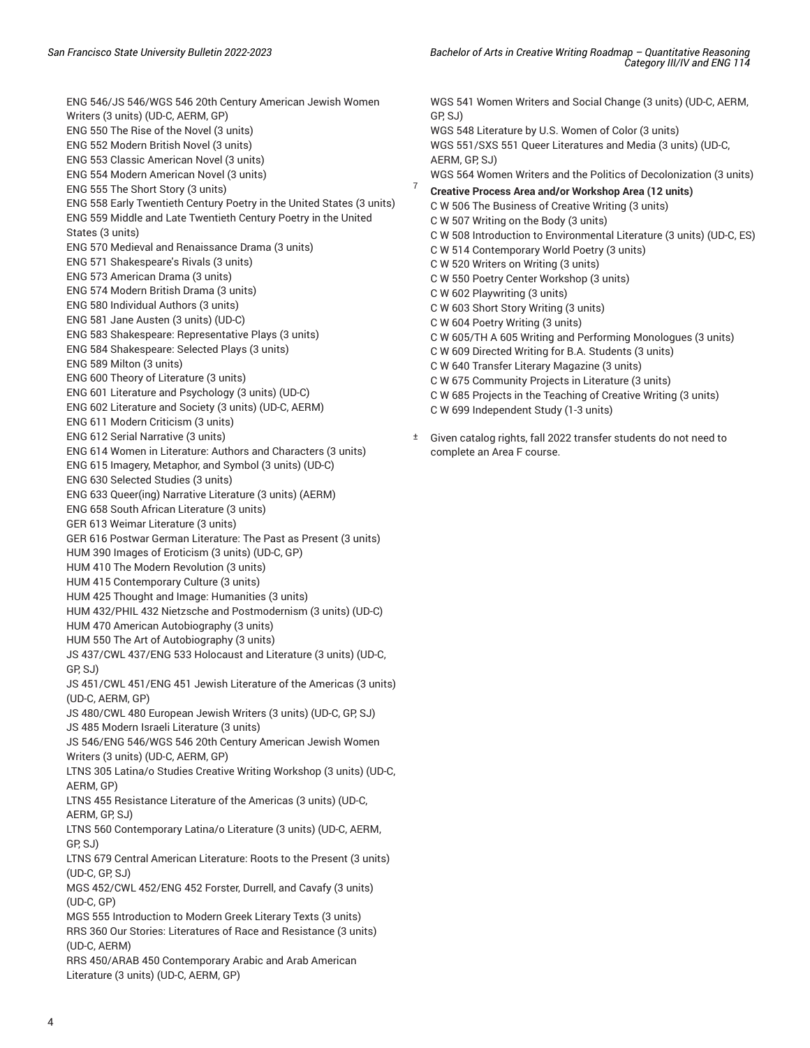ENG 546/JS 546/WGS 546 20th Century American Jewish Women Writers (3 units) (UD-C, AERM, GP)
ENG 550 The Rise of the Novel (3 units)
ENG 552 Modern British Novel (3 units)
ENG 553 Classic American Novel (3 units)
ENG 554 Modern American Novel (3 units)
ENG 555 The Short Story (3 units)
ENG 558 Early Twentieth Century Poetry in the United States (3 units)
ENG 559 Middle and Late Twentieth Century Poetry in the United States (3 units)
ENG 570 Medieval and Renaissance Drama (3 units)
ENG 571 Shakespeare's Rivals (3 units)
ENG 573 American Drama (3 units)
ENG 574 Modern British Drama (3 units)
ENG 580 Individual Authors (3 units)
ENG 581 Jane Austen (3 units) (UD-C)
ENG 583 Shakespeare: Representative Plays (3 units)
ENG 584 Shakespeare: Selected Plays (3 units)
ENG 589 Milton (3 units)
ENG 600 Theory of Literature (3 units)
ENG 601 Literature and Psychology (3 units) (UD-C)
ENG 602 Literature and Society (3 units) (UD-C, AERM)
ENG 611 Modern Criticism (3 units)
ENG 612 Serial Narrative (3 units)
ENG 614 Women in Literature: Authors and Characters (3 units)
ENG 615 Imagery, Metaphor, and Symbol (3 units) (UD-C)
ENG 630 Selected Studies (3 units)
ENG 633 Queer(ing) Narrative Literature (3 units) (AERM)
ENG 658 South African Literature (3 units)
GER 613 Weimar Literature (3 units)
GER 616 Postwar German Literature: The Past as Present (3 units)
HUM 390 Images of Eroticism (3 units) (UD-C, GP)
HUM 410 The Modern Revolution (3 units)
HUM 415 Contemporary Culture (3 units)
HUM 425 Thought and Image: Humanities (3 units)
HUM 432/PHIL 432 Nietzsche and Postmodernism (3 units) (UD-C)
HUM 470 American Autobiography (3 units)
HUM 550 The Art of Autobiography (3 units)
JS 437/CWL 437/ENG 533 Holocaust and Literature (3 units) (UD-C, GP, SJ)
JS 451/CWL 451/ENG 451 Jewish Literature of the Americas (3 units) (UD-C, AERM, GP)
JS 480/CWL 480 European Jewish Writers (3 units) (UD-C, GP, SJ)
JS 485 Modern Israeli Literature (3 units)
JS 546/ENG 546/WGS 546 20th Century American Jewish Women Writers (3 units) (UD-C, AERM, GP)
LTNS 305 Latina/o Studies Creative Writing Workshop (3 units) (UD-C, AERM, GP)
LTNS 455 Resistance Literature of the Americas (3 units) (UD-C, AERM, GP, SJ)
LTNS 560 Contemporary Latina/o Literature (3 units) (UD-C, AERM, GP, SJ)
LTNS 679 Central American Literature: Roots to the Present (3 units) (UD-C, GP, SJ)
MGS 452/CWL 452/ENG 452 Forster, Durrell, and Cavafy (3 units) (UD-C, GP)
MGS 555 Introduction to Modern Greek Literary Texts (3 units)
RRS 360 Our Stories: Literatures of Race and Resistance (3 units) (UD-C, AERM)
RRS 450/ARAB 450 Contemporary Arabic and Arab American Literature (3 units) (UD-C, AERM, GP)
WGS 541 Women Writers and Social Change (3 units) (UD-C, AERM, GP, SJ)
WGS 548 Literature by U.S. Women of Color (3 units)
WGS 551/SXS 551 Queer Literatures and Media (3 units) (UD-C, AERM, GP, SJ)
WGS 564 Women Writers and the Politics of Decolonization (3 units)

[7] **Creative Process Area and/or Workshop Area (12 units)**
C W 506 The Business of Creative Writing (3 units)
C W 507 Writing on the Body (3 units)
C W 508 Introduction to Environmental Literature (3 units) (UD-C, ES)
C W 514 Contemporary World Poetry (3 units)
C W 520 Writers on Writing (3 units)
C W 550 Poetry Center Workshop (3 units)
C W 602 Playwriting (3 units)
C W 603 Short Story Writing (3 units)
C W 604 Poetry Writing (3 units)
C W 605/TH A 605 Writing and Performing Monologues (3 units)
C W 609 Directed Writing for B.A. Students (3 units)
C W 640 Transfer Literary Magazine (3 units)
C W 675 Community Projects in Literature (3 units)
C W 685 Projects in the Teaching of Creative Writing (3 units)
C W 699 Independent Study (1-3 units)

± Given catalog rights, fall 2022 transfer students do not need to complete an Area F course.